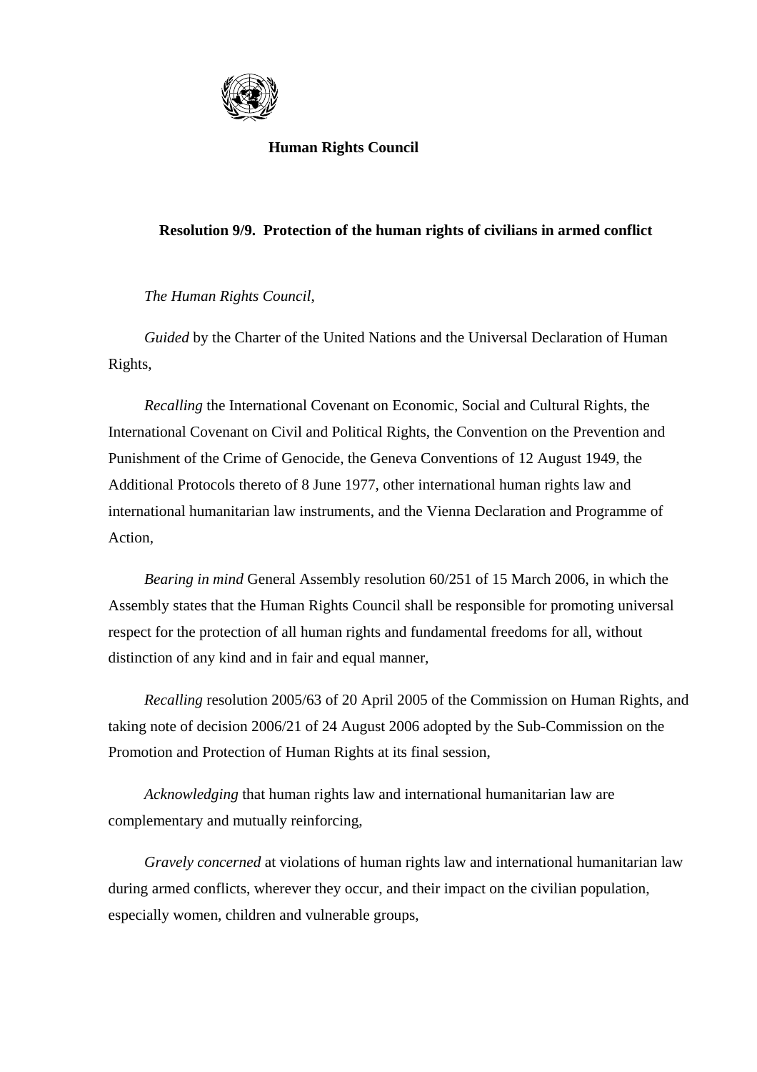**Human Rights Council**

**Resolution 9/9. Protection of the human rights of civilians in armed conflict**

*The Human Rights Council*,

*Guided* by the Charter of the United Nations and the Universal Declaration of Human Rights,

*Recalling* the International Covenant on Economic, Social and Cultural Rights, the International Covenant on Civil and Political Rights, the Convention on the Prevention and Punishment of the Crime of Genocide, the Geneva Conventions of 12 August 1949, the Additional Protocols thereto of 8 June 1977, other international human rights law and international humanitarian law instruments, and the Vienna Declaration and Programme of Action,

*Bearing in mind* General Assembly resolution 60/251 of 15 March 2006, in which the Assembly states that the Human Rights Council shall be responsible for promoting universal respect for the protection of all human rights and fundamental freedoms for all, without distinction of any kind and in fair and equal manner,

*Recalling* resolution 2005/63 of 20 April 2005 of the Commission on Human Rights, and taking note of decision 2006/21 of 24 August 2006 adopted by the Sub-Commission on the Promotion and Protection of Human Rights at its final session,

*Acknowledging* that human rights law and international humanitarian law are complementary and mutually reinforcing,

*Gravely concerned* at violations of human rights law and international humanitarian law during armed conflicts, wherever they occur, and their impact on the civilian population, especially women, children and vulnerable groups,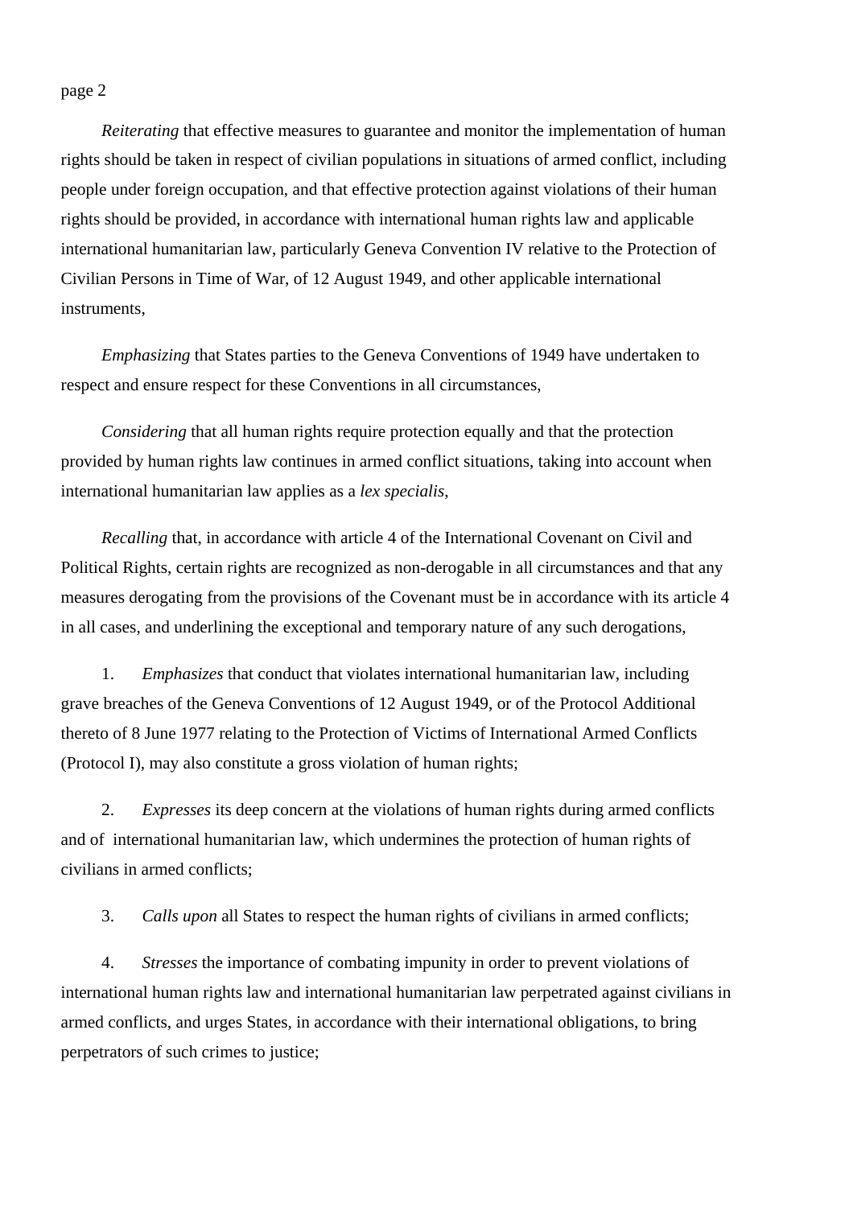*Reiterating* that effective measures to guarantee and monitor the implementation of human rights should be taken in respect of civilian populations in situations of armed conflict, including people under foreign occupation, and that effective protection against violations of their human rights should be provided, in accordance with international human rights law and applicable international humanitarian law, particularly Geneva Convention IV relative to the Protection of Civilian Persons in Time of War, of 12 August 1949, and other applicable international instruments,

*Emphasizing* that States parties to the Geneva Conventions of 1949 have undertaken to respect and ensure respect for these Conventions in all circumstances,

*Considering* that all human rights require protection equally and that the protection provided by human rights law continues in armed conflict situations, taking into account when international humanitarian law applies as a *lex specialis*,

*Recalling* that, in accordance with article 4 of the International Covenant on Civil and Political Rights, certain rights are recognized as non-derogable in all circumstances and that any measures derogating from the provisions of the Covenant must be in accordance with its article 4 in all cases, and underlining the exceptional and temporary nature of any such derogations,

1. *Emphasizes* that conduct that violates international humanitarian law, including grave breaches of the Geneva Conventions of 12 August 1949, or of the Protocol Additional thereto of 8 June 1977 relating to the Protection of Victims of International Armed Conflicts (Protocol I), may also constitute a gross violation of human rights;

2. *Expresses* its deep concern at the violations of human rights during armed conflicts and of international humanitarian law, which undermines the protection of human rights of civilians in armed conflicts;

3. *Calls upon* all States to respect the human rights of civilians in armed conflicts;

4. *Stresses* the importance of combating impunity in order to prevent violations of international human rights law and international humanitarian law perpetrated against civilians in armed conflicts, and urges States, in accordance with their international obligations, to bring perpetrators of such crimes to justice;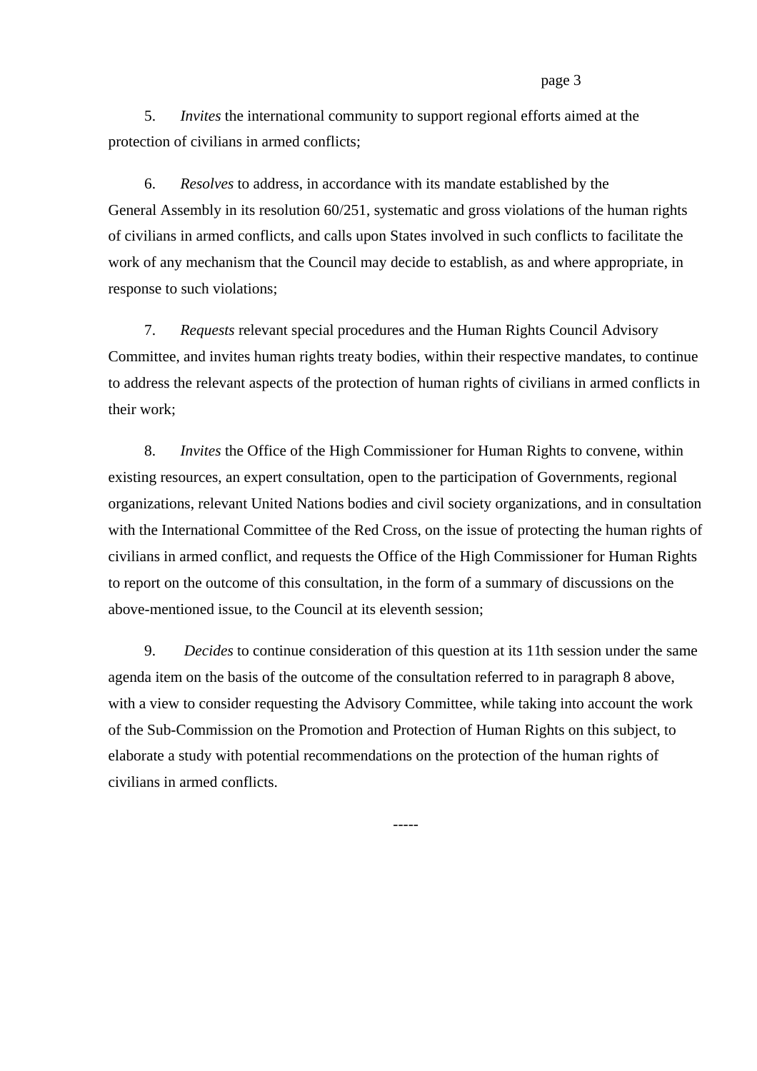5. *Invites* the international community to support regional efforts aimed at the protection of civilians in armed conflicts;

6. *Resolves* to address, in accordance with its mandate established by the General Assembly in its resolution 60/251, systematic and gross violations of the human rights of civilians in armed conflicts, and calls upon States involved in such conflicts to facilitate the work of any mechanism that the Council may decide to establish, as and where appropriate, in response to such violations;

7. *Requests* relevant special procedures and the Human Rights Council Advisory Committee, and invites human rights treaty bodies, within their respective mandates, to continue to address the relevant aspects of the protection of human rights of civilians in armed conflicts in their work;

8. *Invites* the Office of the High Commissioner for Human Rights to convene, within existing resources, an expert consultation, open to the participation of Governments, regional organizations, relevant United Nations bodies and civil society organizations, and in consultation with the International Committee of the Red Cross, on the issue of protecting the human rights of civilians in armed conflict, and requests the Office of the High Commissioner for Human Rights to report on the outcome of this consultation, in the form of a summary of discussions on the above-mentioned issue, to the Council at its eleventh session;

9. *Decides* to continue consideration of this question at its 11th session under the same agenda item on the basis of the outcome of the consultation referred to in paragraph 8 above, with a view to consider requesting the Advisory Committee, while taking into account the work of the Sub-Commission on the Promotion and Protection of Human Rights on this subject, to elaborate a study with potential recommendations on the protection of the human rights of civilians in armed conflicts.

-----